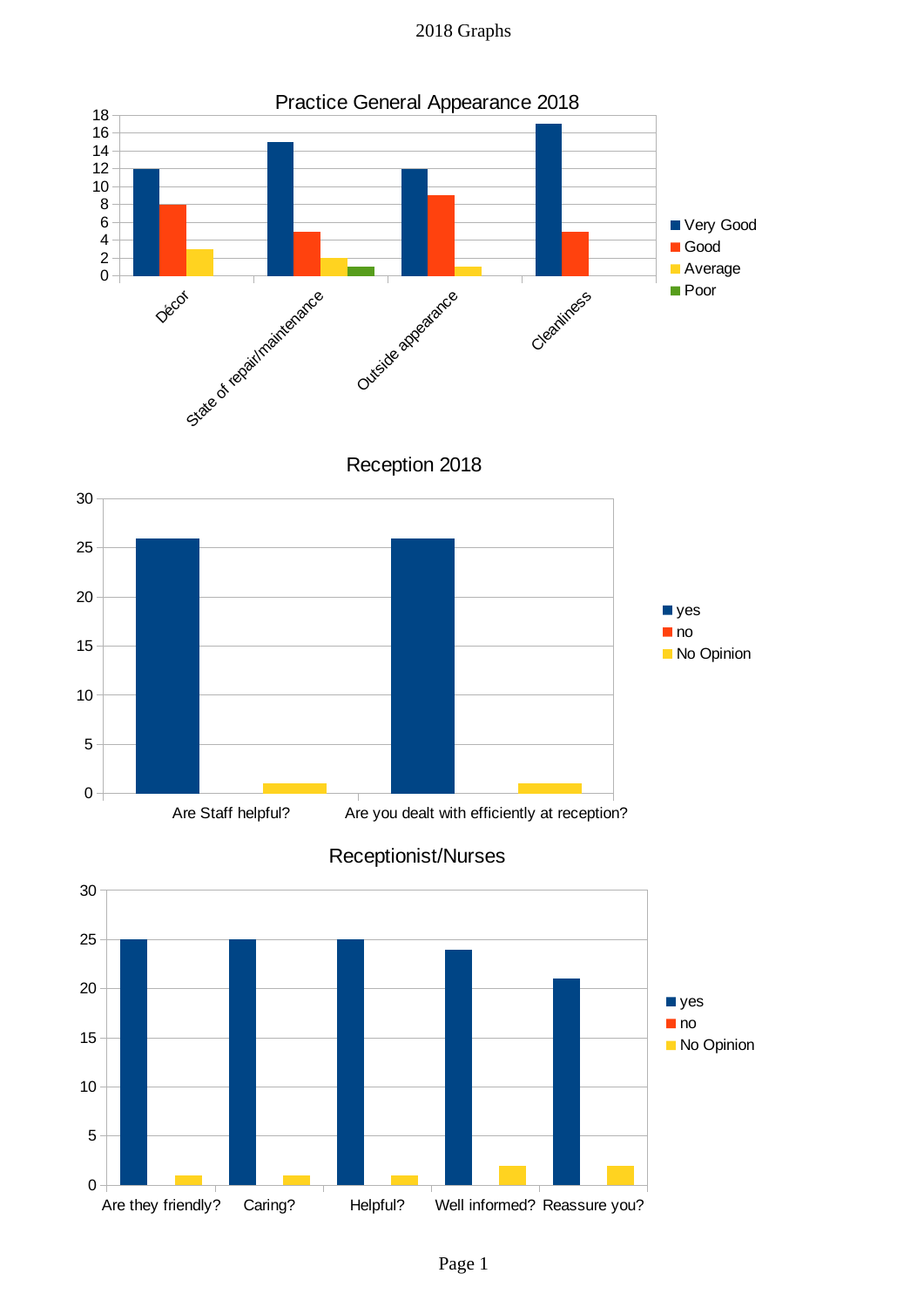# 2018 Graphs

## Practice General Appearance 2018

| | Very Good | Good | Average | Poor |
|---|---|---|---|---|
| Décor | 12 | 8 | 3 | |
| State of repair/maintenance | 15 | 5 | 2 | 1 |
| Outside appearance | 12 | 9 | 1 | |
| Cleanliness | 17 | 5 | | |

## Reception 2018

| | yes | no | No Opinion |
|---|---|---|---|
| Are Staff helpful? | 26 | | 1 |
| Are you dealt with efficiently at reception? | 26 | | 1 |

## Receptionist/Nurses

| | yes | no | No Opinion |
|---|---|---|---|
| Are they friendly? | 25 | | 1 |
| Caring? | 25 | | 1 |
| Helpful? | 25 | | 1 |
| Well informed? | 24 | | 2 |
| Reassure you? | 21 | | 2 |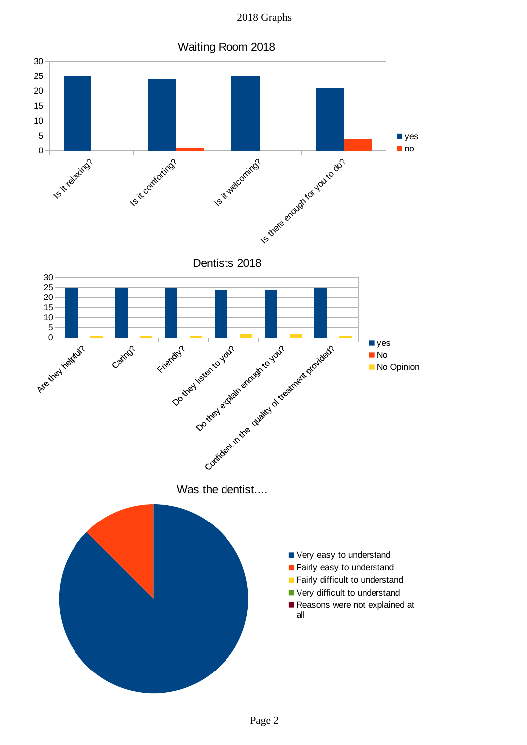Waiting Room 2018

30
25
20
15
10
5
0

Is it relaxing?
Is it comforting?
Is it welcoming?
Is there enough for you to do?

yes
no

Dentists 2018

30
25
20
15
10
5
0

Are they helpful?
Caring?
Friendly?
Do they listen to you?
Do they explain enough to you?
Confident in the quality of treatment provided?

yes
No
No Opinion

Was the dentist....

Very easy to understand
Fairly easy to understand
Fairly difficult to understand
Very difficult to understand
Reasons were not explained at all